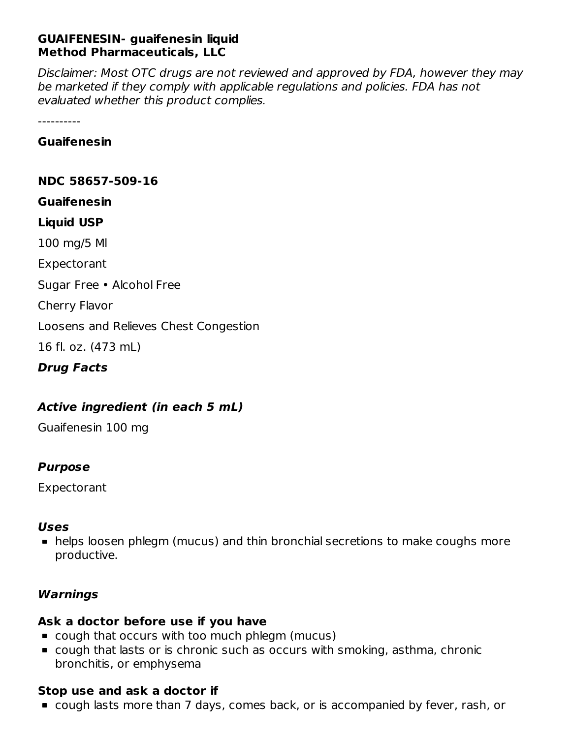**GUAIFENESIN- guaifenesin liquid**
**Method Pharmaceuticals, LLC**

*Disclaimer: Most OTC drugs are not reviewed and approved by FDA, however they may be marketed if they comply with applicable regulations and policies. FDA has not evaluated whether this product complies.*

----------

**Guaifenesin**

**NDC 58657-509-16**

**Guaifenesin**

**Liquid USP**

100 mg/5 Ml

Expectorant

Sugar Free • Alcohol Free

Cherry Flavor

Loosens and Relieves Chest Congestion

16 fl. oz. (473 mL)

***Drug Facts***

***Active ingredient (in each 5 mL)***

Guaifenesin 100 mg

***Purpose***

Expectorant

***Uses***

- helps loosen phlegm (mucus) and thin bronchial secretions to make coughs more productive.

***Warnings***

**Ask a doctor before use if you have**

- cough that occurs with too much phlegm (mucus)
- cough that lasts or is chronic such as occurs with smoking, asthma, chronic bronchitis, or emphysema

**Stop use and ask a doctor if**

- cough lasts more than 7 days, comes back, or is accompanied by fever, rash, or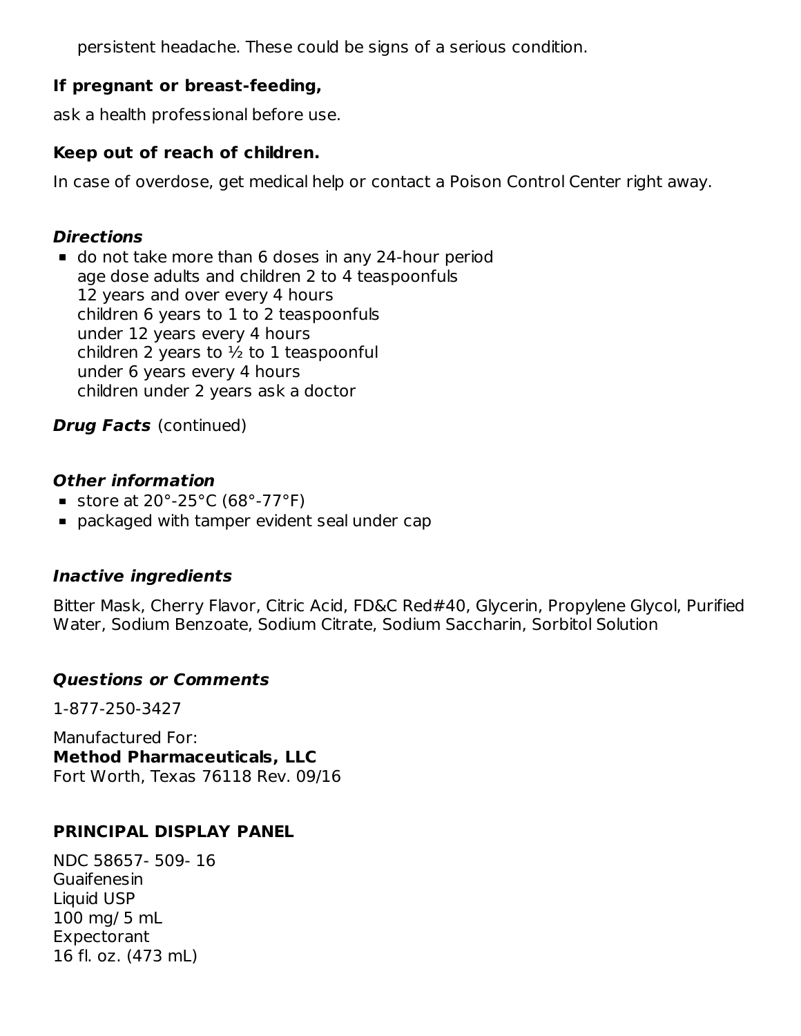persistent headache. These could be signs of a serious condition.

**If pregnant or breast-feeding,**

ask a health professional before use.

**Keep out of reach of children.**

In case of overdose, get medical help or contact a Poison Control Center right away.

***Directions***

- do not take more than 6 doses in any 24-hour period

| age | dose |
| --- | --- |
| adults and children 12 years and over | 2 to 4 teaspoonfuls every 4 hours |
| children 6 years to under 12 years | 1 to 2 teaspoonfuls every 4 hours |
| children 2 years to under 6 years | ½ to 1 teaspoonful every 4 hours |
| children under 2 years | ask a doctor |

***Drug Facts*** (continued)

***Other information***

- store at 20°-25°C (68°-77°F)
- packaged with tamper evident seal under cap

***Inactive ingredients***

Bitter Mask, Cherry Flavor, Citric Acid, FD&C Red#40, Glycerin, Propylene Glycol, Purified Water, Sodium Benzoate, Sodium Citrate, Sodium Saccharin, Sorbitol Solution

***Questions or Comments***

1-877-250-3427

Manufactured For:
**Method Pharmaceuticals, LLC**
Fort Worth, Texas 76118 Rev. 09/16

**PRINCIPAL DISPLAY PANEL**

NDC 58657- 509- 16
Guaifenesin
Liquid USP
100 mg/ 5 mL
Expectorant
16 fl. oz. (473 mL)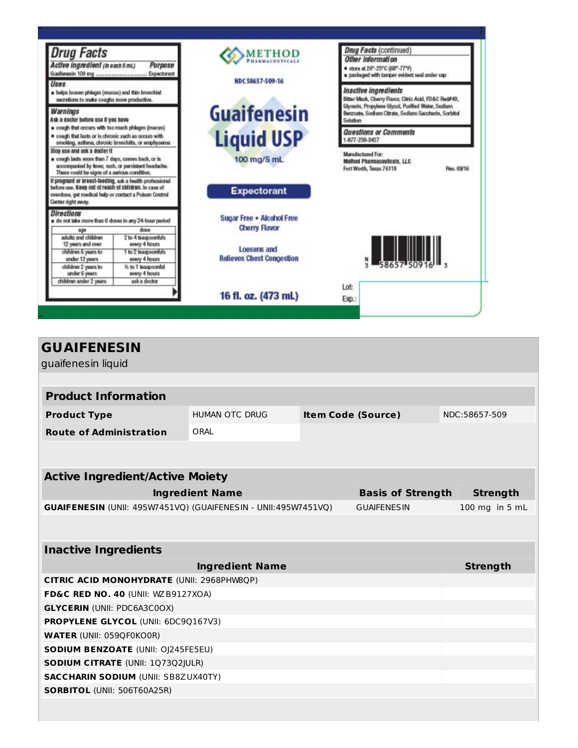## Drug Facts

**Active ingredient** *(in each 5 mL)* — **Purpose**

Guaifenesin 100 mg .............................. Expectorant

**Uses**

- helps loosen phlegm (mucus) and thin bronchial secretions to make coughs more productive.

**Warnings**

**Ask a doctor before use if you have**

- cough that occurs with too much phlegm (mucus)
- cough that lasts or is chronic such as occurs with smoking, asthma, chronic bronchitis, or emphysema

**Stop use and ask a doctor if**

- cough lasts more than 7 days, comes back, or is accompanied by fever, rash, or persistent headache. These could be signs of a serious condition.

**If pregnant or breast-feeding,** ask a health professional before use. **Keep out of reach of children.** In case of overdose, get medical help or contact a Poison Control Center right away.

**Directions**

- do not take more than 6 doses in any 24-hour period

| age | dose |
|---|---|
| adults and children 12 years and over | 2 to 4 teaspoonfuls every 4 hours |
| children 6 years to under 12 years | 1 to 2 teaspoonfuls every 4 hours |
| children 2 years to under 6 years | ½ to 1 teaspoonful every 4 hours |
| children under 2 years | ask a doctor |

METHOD PHARMACEUTICALS

NDC 58657-509-16

# Guaifenesin Liquid USP

100 mg/5 mL

**Expectorant**

Sugar Free • Alcohol Free
Cherry Flavor

Loosens and Relieves Chest Congestion

**16 fl. oz. (473 mL)**

**Drug Facts** (continued)

**Other information**

- store at 20°-25°C (68°-77°F)
- packaged with tamper evident seal under cap

**Inactive ingredients**

Bitter Mask, Cherry Flavor, Citric Acid, FD&C Red#40, Glycerin, Propylene Glycol, Purified Water, Sodium Benzoate, Sodium Citrate, Sodium Saccharin, Sorbitol Solution

**Questions or Comments**

1-877-250-3427

Manufactured For:
Method Pharmaceuticals, LLC
Fort Worth, Texas 76118

Rev. 09/16

N 3 58657 50916 3

Lot:

Exp.:

## GUAIFENESIN

guaifenesin liquid

### Product Information

| | | | |
|---|---|---|---|
| **Product Type** | HUMAN OTC DRUG | **Item Code (Source)** | NDC:58657-509 |
| **Route of Administration** | ORAL | | |

### Active Ingredient/Active Moiety

| Ingredient Name | Basis of Strength | Strength |
|---|---|---|
| **GUAIFENESIN** (UNII: 495W7451VQ) (GUAIFENESIN - UNII:495W7451VQ) | GUAIFENESIN | 100 mg in 5 mL |

### Inactive Ingredients

| Ingredient Name | Strength |
|---|---|
| **CITRIC ACID MONOHYDRATE** (UNII: 2968PHW8QP) | |
| **FD&C RED NO. 40** (UNII: WZB9127XOA) | |
| **GLYCERIN** (UNII: PDC6A3C0OX) | |
| **PROPYLENE GLYCOL** (UNII: 6DC9Q167V3) | |
| **WATER** (UNII: 059QF0KO0R) | |
| **SODIUM BENZOATE** (UNII: OJ245FE5EU) | |
| **SODIUM CITRATE** (UNII: 1Q73Q2JULR) | |
| **SACCHARIN SODIUM** (UNII: SB8ZUX40TY) | |
| **SORBITOL** (UNII: 506T60A25R) | |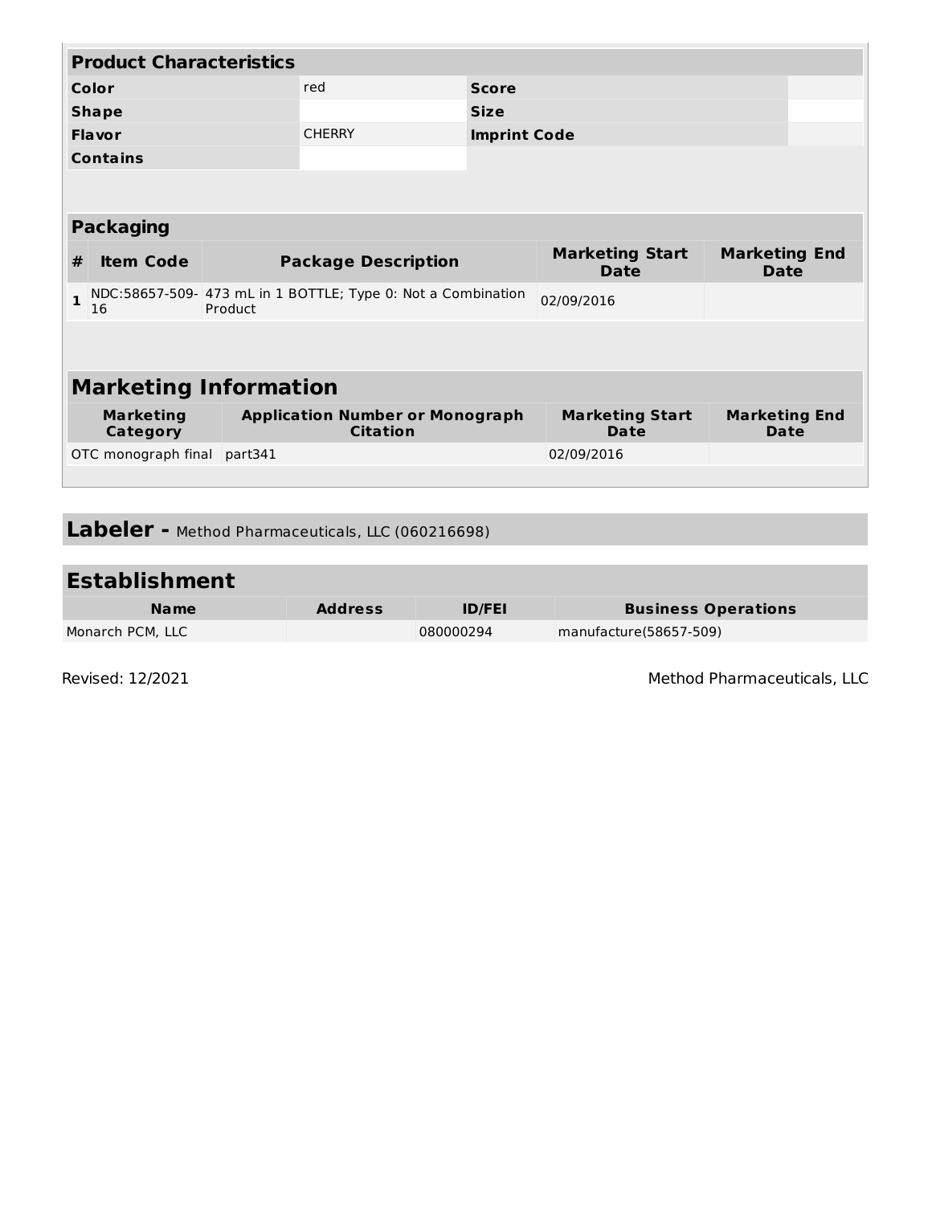## Product Characteristics

| | | | |
|---|---|---|---|
| **Color** | red | **Score** | |
| **Shape** | | **Size** | |
| **Flavor** | CHERRY | **Imprint Code** | |
| **Contains** | | | |

## Packaging

| # | Item Code | Package Description | Marketing Start Date | Marketing End Date |
|---|---|---|---|---|
| 1 | NDC:58657-509-16 | 473 mL in 1 BOTTLE; Type 0: Not a Combination Product | 02/09/2016 | |

## Marketing Information

| Marketing Category | Application Number or Monograph Citation | Marketing Start Date | Marketing End Date |
|---|---|---|---|
| OTC monograph final | part341 | 02/09/2016 | |

## Labeler - Method Pharmaceuticals, LLC (060216698)

## Establishment

| Name | Address | ID/FEI | Business Operations |
|---|---|---|---|
| Monarch PCM, LLC | | 080000294 | manufacture(58657-509) |

Revised: 12/2021

Method Pharmaceuticals, LLC